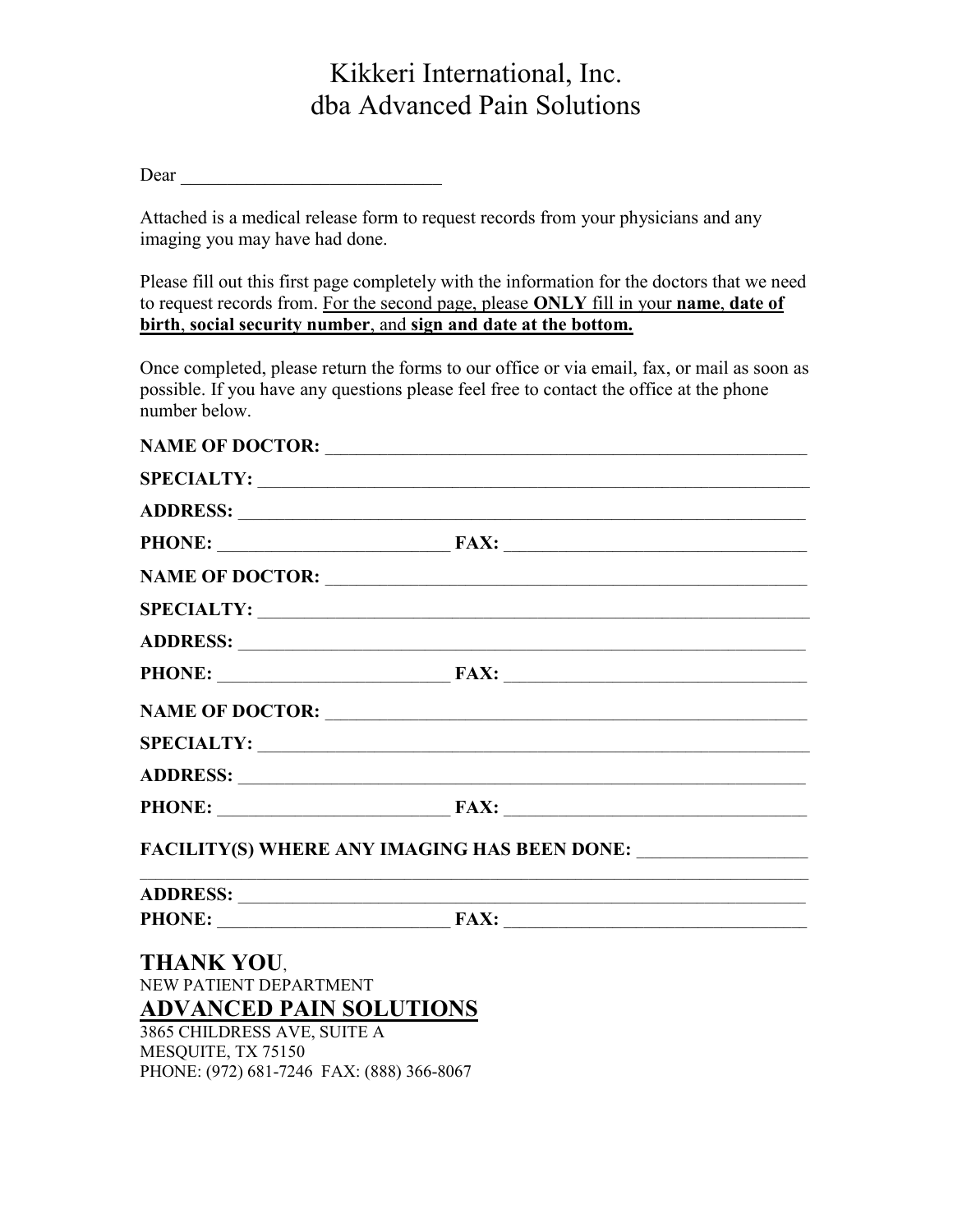# Kikkeri International, Inc.
# dba Advanced Pain Solutions

Dear ____________________________

Attached is a medical release form to request records from your physicians and any imaging you may have had done.

Please fill out this first page completely with the information for the doctors that we need to request records from. <u>For the second page, please **ONLY** fill in your **name**, **date of birth**, **social security number**, and **sign and date at the bottom.**</u>

Once completed, please return the forms to our office or via email, fax, or mail as soon as possible. If you have any questions please feel free to contact the office at the phone number below.

**NAME OF DOCTOR:** ____________________________________________________

**SPECIALTY:** ________________________________________________________

**ADDRESS:** _________________________________________________________

**PHONE:** _________________________ **FAX:** _______________________________

**NAME OF DOCTOR:** ____________________________________________________

**SPECIALTY:** ________________________________________________________

**ADDRESS:** _________________________________________________________

**PHONE:** _________________________ **FAX:** _______________________________

**NAME OF DOCTOR:** ____________________________________________________

**SPECIALTY:** ________________________________________________________

**ADDRESS:** _________________________________________________________

**PHONE:** _________________________ **FAX:** _______________________________

**FACILITY(S) WHERE ANY IMAGING HAS BEEN DONE:** __________________
_____________________________________________________________________

**ADDRESS:** _________________________________________________________

**PHONE:** _________________________ **FAX:** _______________________________

**THANK YOU**,
NEW PATIENT DEPARTMENT
**<u>ADVANCED PAIN SOLUTIONS</u>**
3865 CHILDRESS AVE, SUITE A
MESQUITE, TX 75150
PHONE: (972) 681-7246 FAX: (888) 366-8067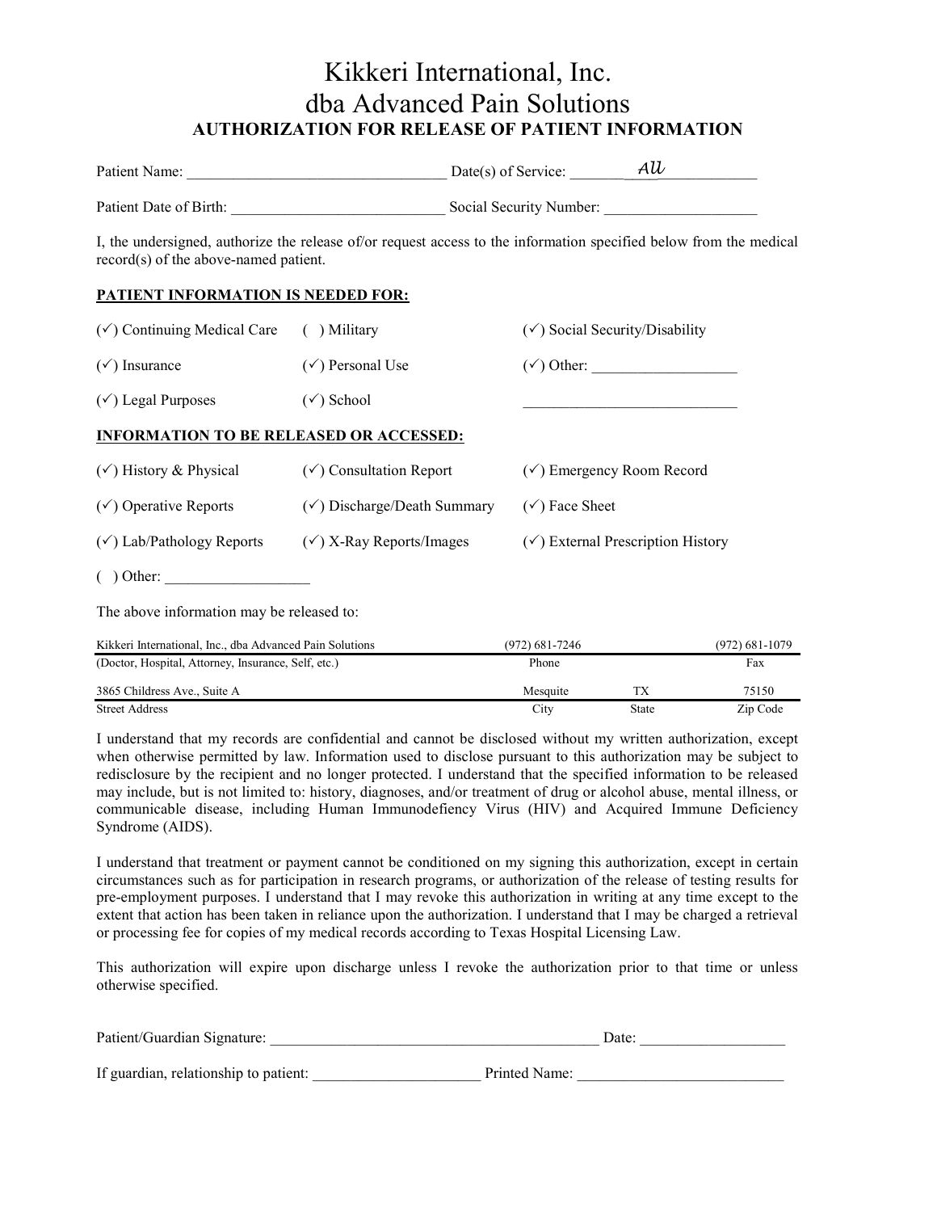# Kikkeri International, Inc.
# dba Advanced Pain Solutions
## AUTHORIZATION FOR RELEASE OF PATIENT INFORMATION

Patient Name: ________________________________ Date(s) of Service: _______All____________

Patient Date of Birth: ___________________________ Social Security Number: ___________________

I, the undersigned, authorize the release of/or request access to the information specified below from the medical record(s) of the above-named patient.

**PATIENT INFORMATION IS NEEDED FOR:**

| | | |
|---|---|---|
| (✓) Continuing Medical Care | ( ) Military | (✓) Social Security/Disability |
| (✓) Insurance | (✓) Personal Use | (✓) Other: ___________________ |
| (✓) Legal Purposes | (✓) School | ____________________________ |

**INFORMATION TO BE RELEASED OR ACCESSED:**

| | | |
|---|---|---|
| (✓) History & Physical | (✓) Consultation Report | (✓) Emergency Room Record |
| (✓) Operative Reports | (✓) Discharge/Death Summary | (✓) Face Sheet |
| (✓) Lab/Pathology Reports | (✓) X-Ray Reports/Images | (✓) External Prescription History |

( ) Other: ___________________

The above information may be released to:

| | | | |
|---|---|---|---|
| Kikkeri International, Inc., dba Advanced Pain Solutions | (972) 681-7246 | | (972) 681-1079 |
| (Doctor, Hospital, Attorney, Insurance, Self, etc.) | Phone | | Fax |
| 3865 Childress Ave., Suite A | Mesquite | TX | 75150 |
| Street Address | City | State | Zip Code |

I understand that my records are confidential and cannot be disclosed without my written authorization, except when otherwise permitted by law. Information used to disclose pursuant to this authorization may be subject to redisclosure by the recipient and no longer protected. I understand that the specified information to be released may include, but is not limited to: history, diagnoses, and/or treatment of drug or alcohol abuse, mental illness, or communicable disease, including Human Immunodefiency Virus (HIV) and Acquired Immune Deficiency Syndrome (AIDS).

I understand that treatment or payment cannot be conditioned on my signing this authorization, except in certain circumstances such as for participation in research programs, or authorization of the release of testing results for pre-employment purposes. I understand that I may revoke this authorization in writing at any time except to the extent that action has been taken in reliance upon the authorization. I understand that I may be charged a retrieval or processing fee for copies of my medical records according to Texas Hospital Licensing Law.

This authorization will expire upon discharge unless I revoke the authorization prior to that time or unless otherwise specified.

Patient/Guardian Signature: ___________________________________________ Date: ___________________

If guardian, relationship to patient: ______________________ Printed Name: ___________________________